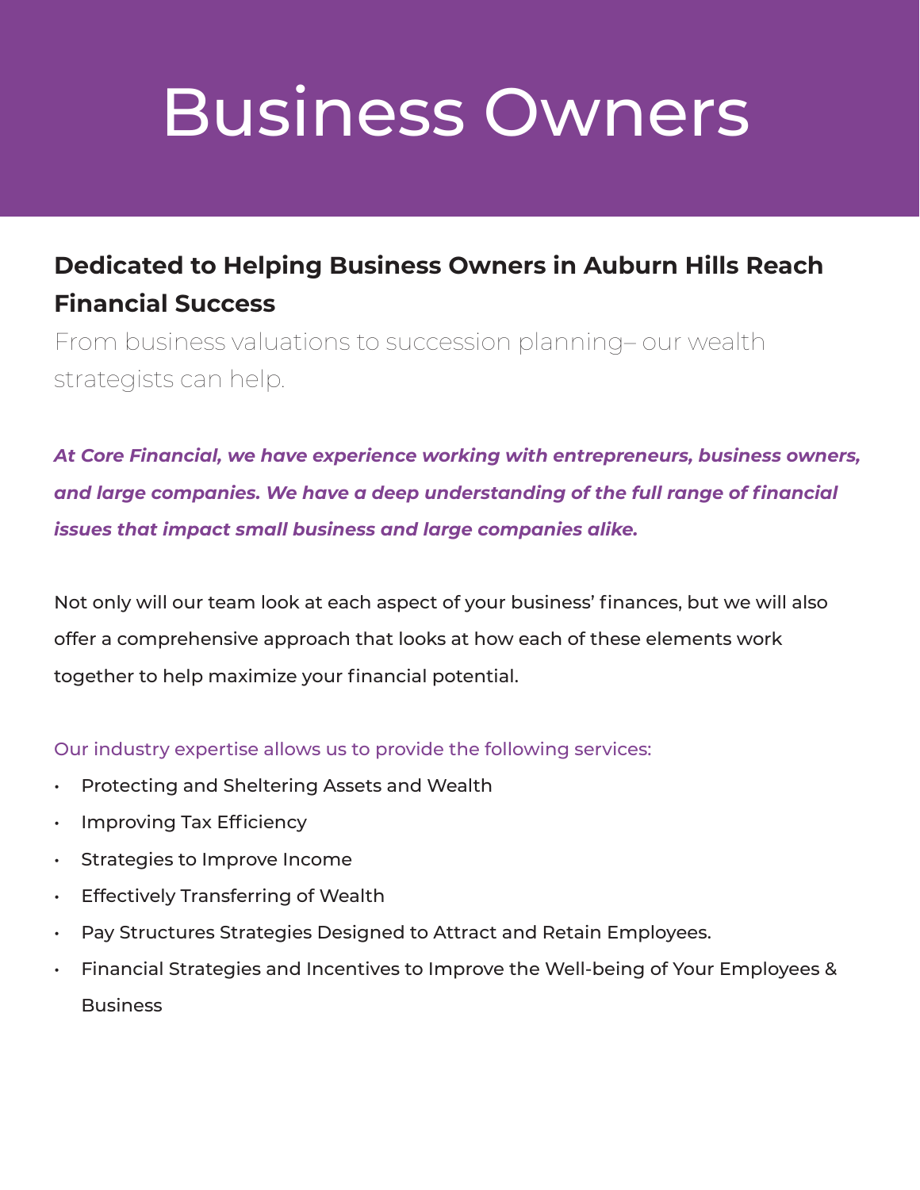# Business Owners

## Dedicated to Helping Business Owners in Auburn Hills Reach Financial Success

From business valuations to succession planning– our wealth strategists can help.

***At Core Financial, we have experience working with entrepreneurs, business owners, and large companies. We have a deep understanding of the full range of financial issues that impact small business and large companies alike.***

Not only will our team look at each aspect of your business' finances, but we will also offer a comprehensive approach that looks at how each of these elements work together to help maximize your financial potential.

Our industry expertise allows us to provide the following services:

- Protecting and Sheltering Assets and Wealth
- Improving Tax Efficiency
- Strategies to Improve Income
- Effectively Transferring of Wealth
- Pay Structures Strategies Designed to Attract and Retain Employees.
- Financial Strategies and Incentives to Improve the Well-being of Your Employees & Business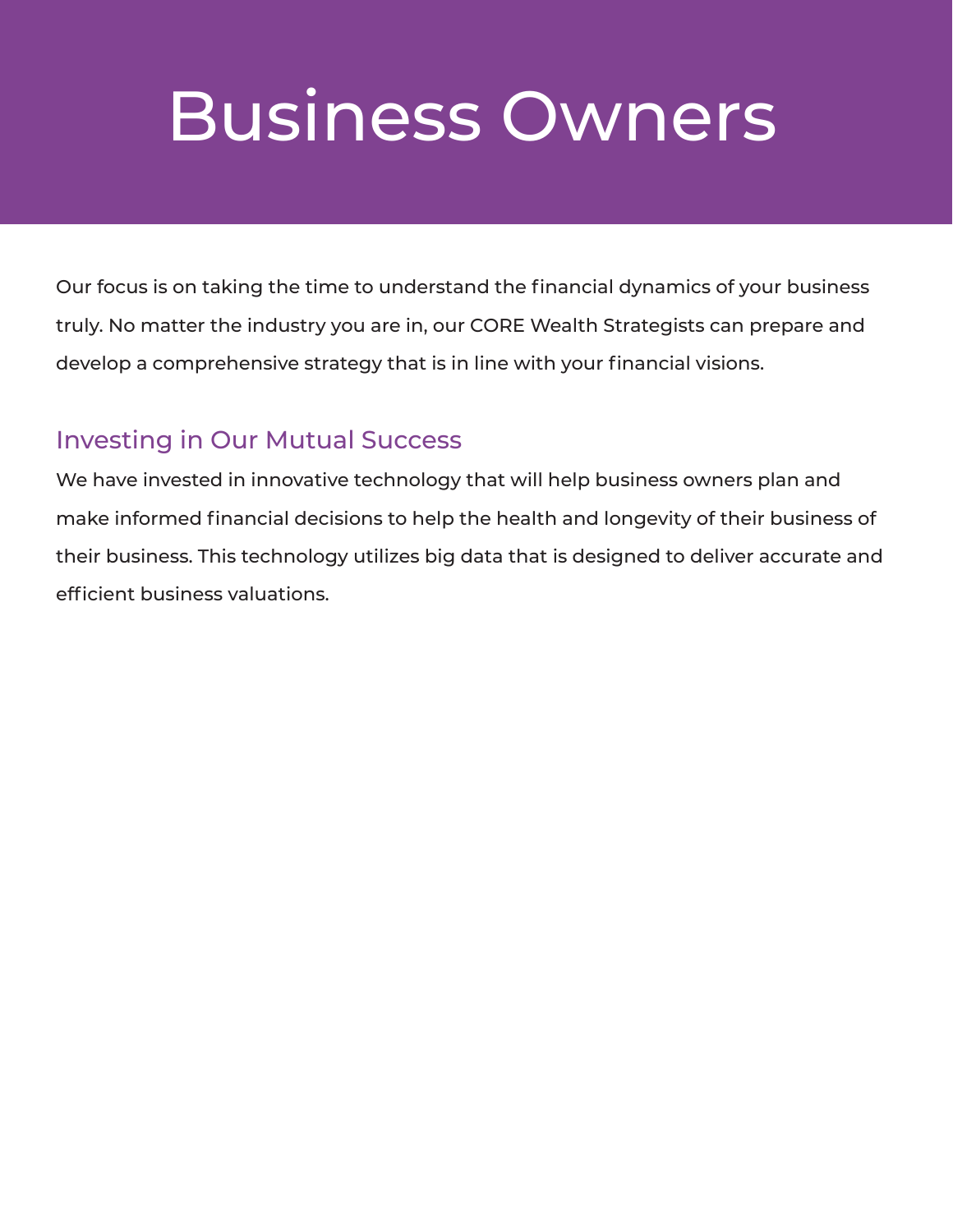# Business Owners

Our focus is on taking the time to understand the financial dynamics of your business truly. No matter the industry you are in, our CORE Wealth Strategists can prepare and develop a comprehensive strategy that is in line with your financial visions.

## Investing in Our Mutual Success

We have invested in innovative technology that will help business owners plan and make informed financial decisions to help the health and longevity of their business of their business. This technology utilizes big data that is designed to deliver accurate and efficient business valuations.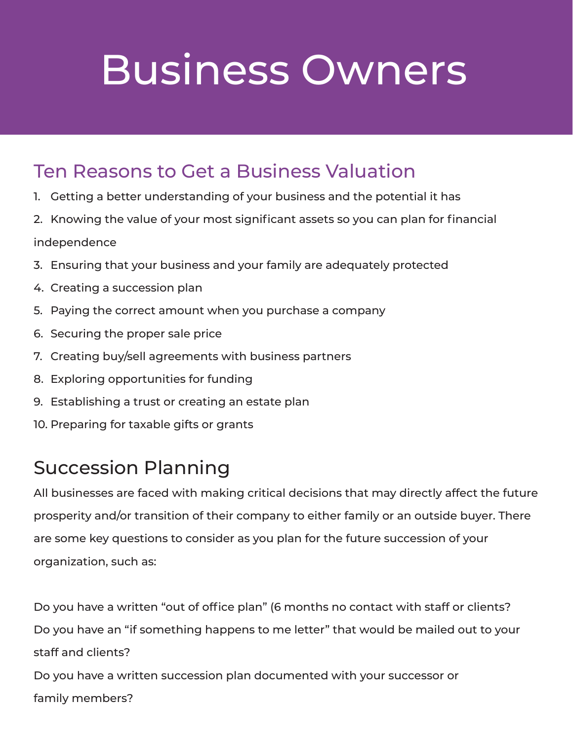# Business Owners

## Ten Reasons to Get a Business Valuation

1. Getting a better understanding of your business and the potential it has
2. Knowing the value of your most significant assets so you can plan for financial independence
3. Ensuring that your business and your family are adequately protected
4. Creating a succession plan
5. Paying the correct amount when you purchase a company
6. Securing the proper sale price
7. Creating buy/sell agreements with business partners
8. Exploring opportunities for funding
9. Establishing a trust or creating an estate plan
10. Preparing for taxable gifts or grants

## Succession Planning

All businesses are faced with making critical decisions that may directly affect the future prosperity and/or transition of their company to either family or an outside buyer. There are some key questions to consider as you plan for the future succession of your organization, such as:

Do you have a written “out of office plan” (6 months no contact with staff or clients?
Do you have an “if something happens to me letter” that would be mailed out to your staff and clients?
Do you have a written succession plan documented with your successor or family members?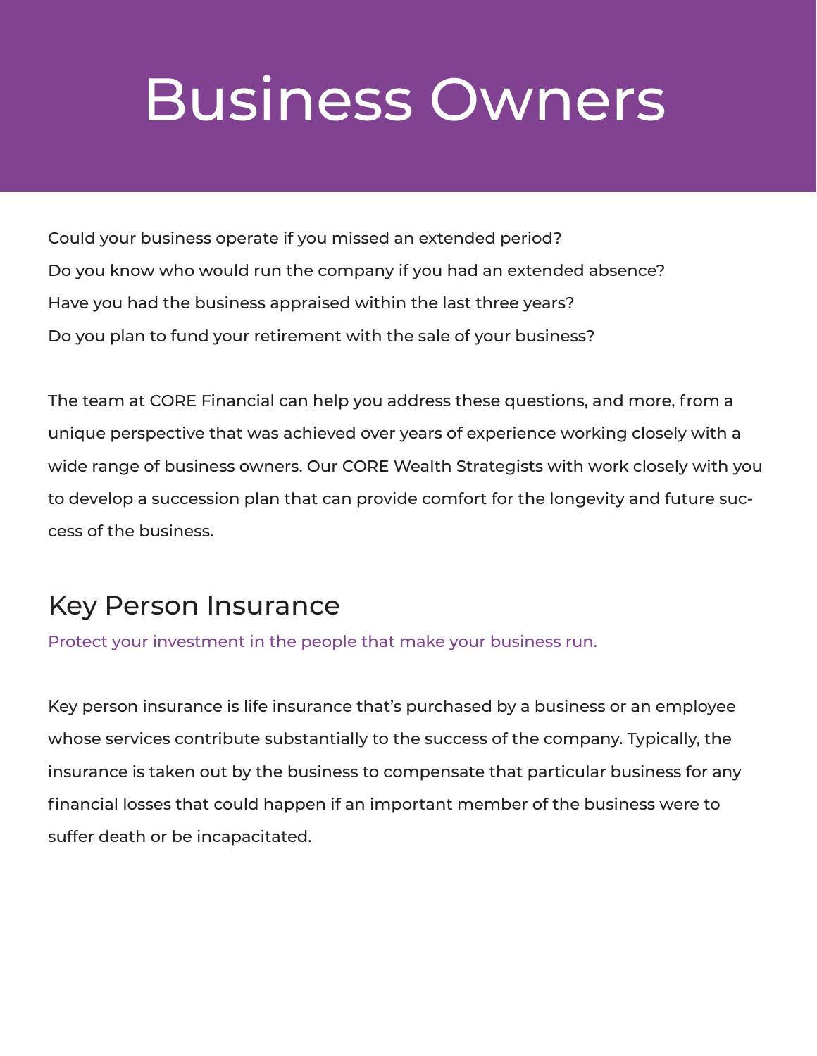# Business Owners

Could your business operate if you missed an extended period?

Do you know who would run the company if you had an extended absence?

Have you had the business appraised within the last three years?

Do you plan to fund your retirement with the sale of your business?

The team at CORE Financial can help you address these questions, and more, from a unique perspective that was achieved over years of experience working closely with a wide range of business owners. Our CORE Wealth Strategists with work closely with you to develop a succession plan that can provide comfort for the longevity and future success of the business.

## Key Person Insurance

Protect your investment in the people that make your business run.

Key person insurance is life insurance that's purchased by a business or an employee whose services contribute substantially to the success of the company. Typically, the insurance is taken out by the business to compensate that particular business for any financial losses that could happen if an important member of the business were to suffer death or be incapacitated.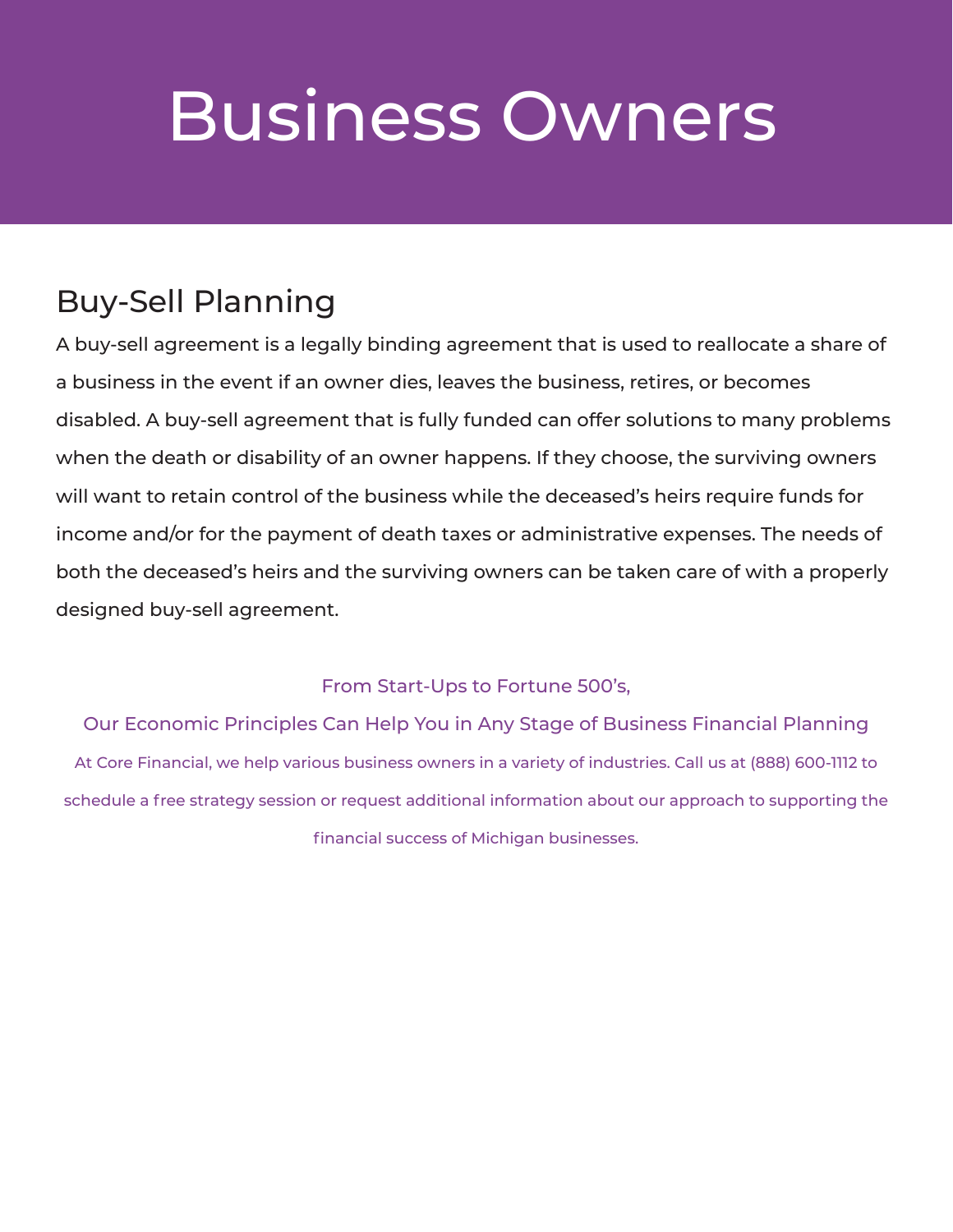# Business Owners

## Buy-Sell Planning

A buy-sell agreement is a legally binding agreement that is used to reallocate a share of a business in the event if an owner dies, leaves the business, retires, or becomes disabled. A buy-sell agreement that is fully funded can offer solutions to many problems when the death or disability of an owner happens. If they choose, the surviving owners will want to retain control of the business while the deceased's heirs require funds for income and/or for the payment of death taxes or administrative expenses. The needs of both the deceased's heirs and the surviving owners can be taken care of with a properly designed buy-sell agreement.

From Start-Ups to Fortune 500's,

Our Economic Principles Can Help You in Any Stage of Business Financial Planning

At Core Financial, we help various business owners in a variety of industries. Call us at (888) 600-1112 to schedule a free strategy session or request additional information about our approach to supporting the financial success of Michigan businesses.